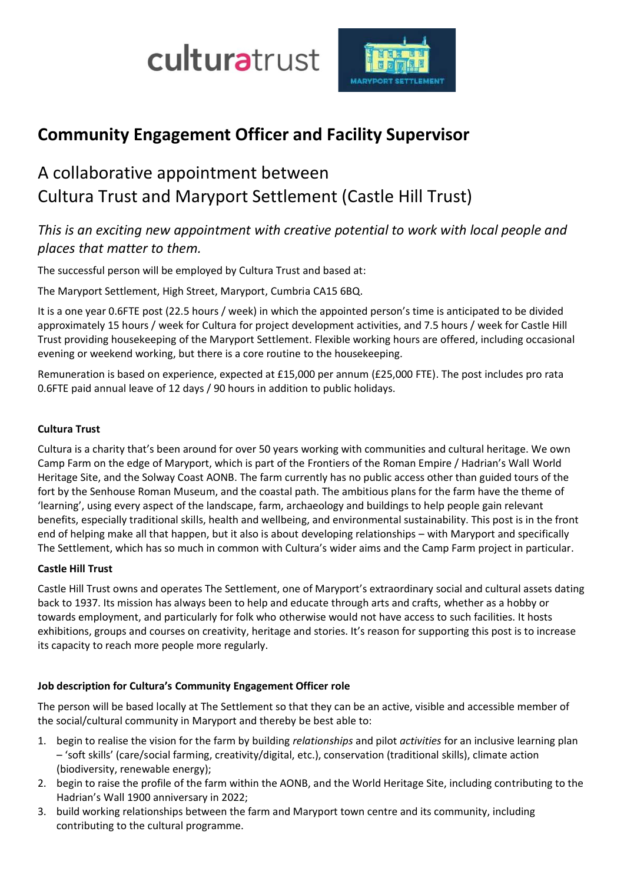# Community Engagement Officer and Facility Supervisor

## A collaborative appointment between Cultura Trust and Maryport Settlement (Castle Hill Trust)

*This is an exciting new appointment with creative potential to work with local people and places that matter to them.*

The successful person will be employed by Cultura Trust and based at:

The Maryport Settlement, High Street, Maryport, Cumbria CA15 6BQ.

It is a one year 0.6FTE post (22.5 hours / week) in which the appointed person's time is anticipated to be divided approximately 15 hours / week for Cultura for project development activities, and 7.5 hours / week for Castle Hill Trust providing housekeeping of the Maryport Settlement. Flexible working hours are offered, including occasional evening or weekend working, but there is a core routine to the housekeeping.

Remuneration is based on experience, expected at £15,000 per annum (£25,000 FTE). The post includes pro rata 0.6FTE paid annual leave of 12 days / 90 hours in addition to public holidays.

**Cultura Trust**

Cultura is a charity that's been around for over 50 years working with communities and cultural heritage. We own Camp Farm on the edge of Maryport, which is part of the Frontiers of the Roman Empire / Hadrian's Wall World Heritage Site, and the Solway Coast AONB. The farm currently has no public access other than guided tours of the fort by the Senhouse Roman Museum, and the coastal path. The ambitious plans for the farm have the theme of 'learning', using every aspect of the landscape, farm, archaeology and buildings to help people gain relevant benefits, especially traditional skills, health and wellbeing, and environmental sustainability. This post is in the front end of helping make all that happen, but it also is about developing relationships – with Maryport and specifically The Settlement, which has so much in common with Cultura's wider aims and the Camp Farm project in particular.

**Castle Hill Trust**

Castle Hill Trust owns and operates The Settlement, one of Maryport's extraordinary social and cultural assets dating back to 1937. Its mission has always been to help and educate through arts and crafts, whether as a hobby or towards employment, and particularly for folk who otherwise would not have access to such facilities. It hosts exhibitions, groups and courses on creativity, heritage and stories. It's reason for supporting this post is to increase its capacity to reach more people more regularly.

**Job description for Cultura's Community Engagement Officer role**

The person will be based locally at The Settlement so that they can be an active, visible and accessible member of the social/cultural community in Maryport and thereby be best able to:

1. begin to realise the vision for the farm by building *relationships* and pilot *activities* for an inclusive learning plan – 'soft skills' (care/social farming, creativity/digital, etc.), conservation (traditional skills), climate action (biodiversity, renewable energy);
2. begin to raise the profile of the farm within the AONB, and the World Heritage Site, including contributing to the Hadrian's Wall 1900 anniversary in 2022;
3. build working relationships between the farm and Maryport town centre and its community, including contributing to the cultural programme.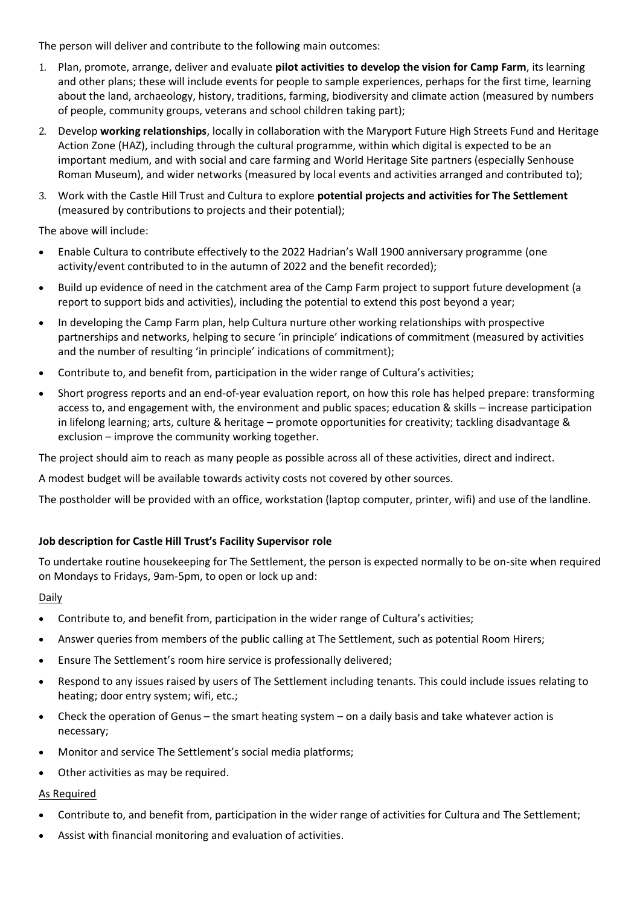The person will deliver and contribute to the following main outcomes:

1. Plan, promote, arrange, deliver and evaluate **pilot activities to develop the vision for Camp Farm**, its learning and other plans; these will include events for people to sample experiences, perhaps for the first time, learning about the land, archaeology, history, traditions, farming, biodiversity and climate action (measured by numbers of people, community groups, veterans and school children taking part);
2. Develop **working relationships**, locally in collaboration with the Maryport Future High Streets Fund and Heritage Action Zone (HAZ), including through the cultural programme, within which digital is expected to be an important medium, and with social and care farming and World Heritage Site partners (especially Senhouse Roman Museum), and wider networks (measured by local events and activities arranged and contributed to);
3. Work with the Castle Hill Trust and Cultura to explore **potential projects and activities for The Settlement** (measured by contributions to projects and their potential);

The above will include:

- Enable Cultura to contribute effectively to the 2022 Hadrian's Wall 1900 anniversary programme (one activity/event contributed to in the autumn of 2022 and the benefit recorded);
- Build up evidence of need in the catchment area of the Camp Farm project to support future development (a report to support bids and activities), including the potential to extend this post beyond a year;
- In developing the Camp Farm plan, help Cultura nurture other working relationships with prospective partnerships and networks, helping to secure 'in principle' indications of commitment (measured by activities and the number of resulting 'in principle' indications of commitment);
- Contribute to, and benefit from, participation in the wider range of Cultura's activities;
- Short progress reports and an end-of-year evaluation report, on how this role has helped prepare: transforming access to, and engagement with, the environment and public spaces; education & skills – increase participation in lifelong learning; arts, culture & heritage – promote opportunities for creativity; tackling disadvantage & exclusion – improve the community working together.

The project should aim to reach as many people as possible across all of these activities, direct and indirect.

A modest budget will be available towards activity costs not covered by other sources.

The postholder will be provided with an office, workstation (laptop computer, printer, wifi) and use of the landline.

**Job description for Castle Hill Trust's Facility Supervisor role**

To undertake routine housekeeping for The Settlement, the person is expected normally to be on-site when required on Mondays to Fridays, 9am-5pm, to open or lock up and:

<u>Daily</u>

- Contribute to, and benefit from, participation in the wider range of Cultura's activities;
- Answer queries from members of the public calling at The Settlement, such as potential Room Hirers;
- Ensure The Settlement's room hire service is professionally delivered;
- Respond to any issues raised by users of The Settlement including tenants. This could include issues relating to heating; door entry system; wifi, etc.;
- Check the operation of Genus – the smart heating system – on a daily basis and take whatever action is necessary;
- Monitor and service The Settlement's social media platforms;
- Other activities as may be required.

<u>As Required</u>

- Contribute to, and benefit from, participation in the wider range of activities for Cultura and The Settlement;
- Assist with financial monitoring and evaluation of activities.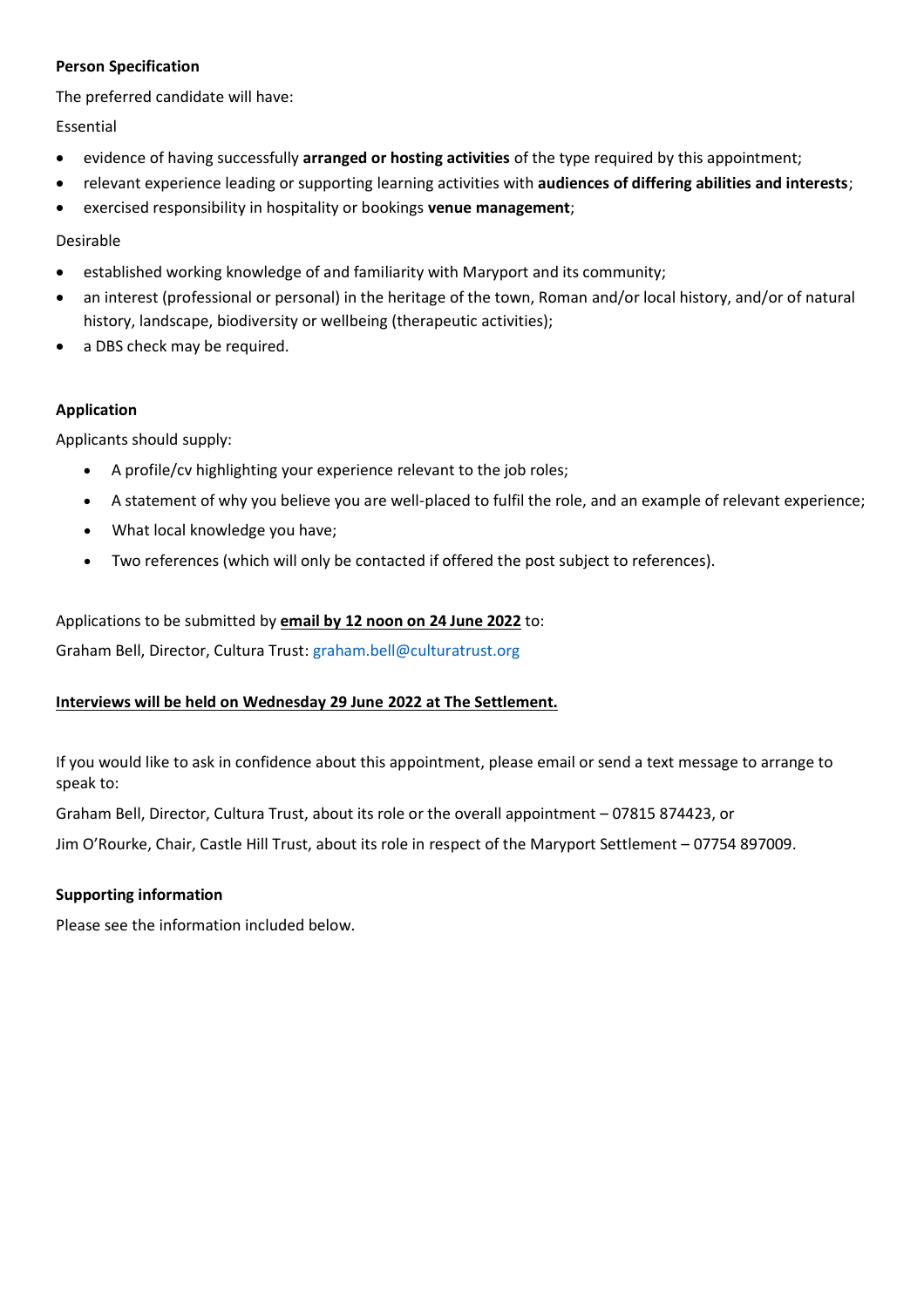**Person Specification**

The preferred candidate will have:

Essential

- evidence of having successfully **arranged or hosting activities** of the type required by this appointment;
- relevant experience leading or supporting learning activities with **audiences of differing abilities and interests**;
- exercised responsibility in hospitality or bookings **venue management**;

Desirable

- established working knowledge of and familiarity with Maryport and its community;
- an interest (professional or personal) in the heritage of the town, Roman and/or local history, and/or of natural history, landscape, biodiversity or wellbeing (therapeutic activities);
- a DBS check may be required.

**Application**

Applicants should supply:

- A profile/cv highlighting your experience relevant to the job roles;
- A statement of why you believe you are well-placed to fulfil the role, and an example of relevant experience;
- What local knowledge you have;
- Two references (which will only be contacted if offered the post subject to references).

Applications to be submitted by **email by 12 noon on 24 June 2022** to:

Graham Bell, Director, Cultura Trust: graham.bell@culturatrust.org

**Interviews will be held on Wednesday 29 June 2022 at The Settlement.**

If you would like to ask in confidence about this appointment, please email or send a text message to arrange to speak to:

Graham Bell, Director, Cultura Trust, about its role or the overall appointment – 07815 874423, or

Jim O'Rourke, Chair, Castle Hill Trust, about its role in respect of the Maryport Settlement – 07754 897009.

**Supporting information**

Please see the information included below.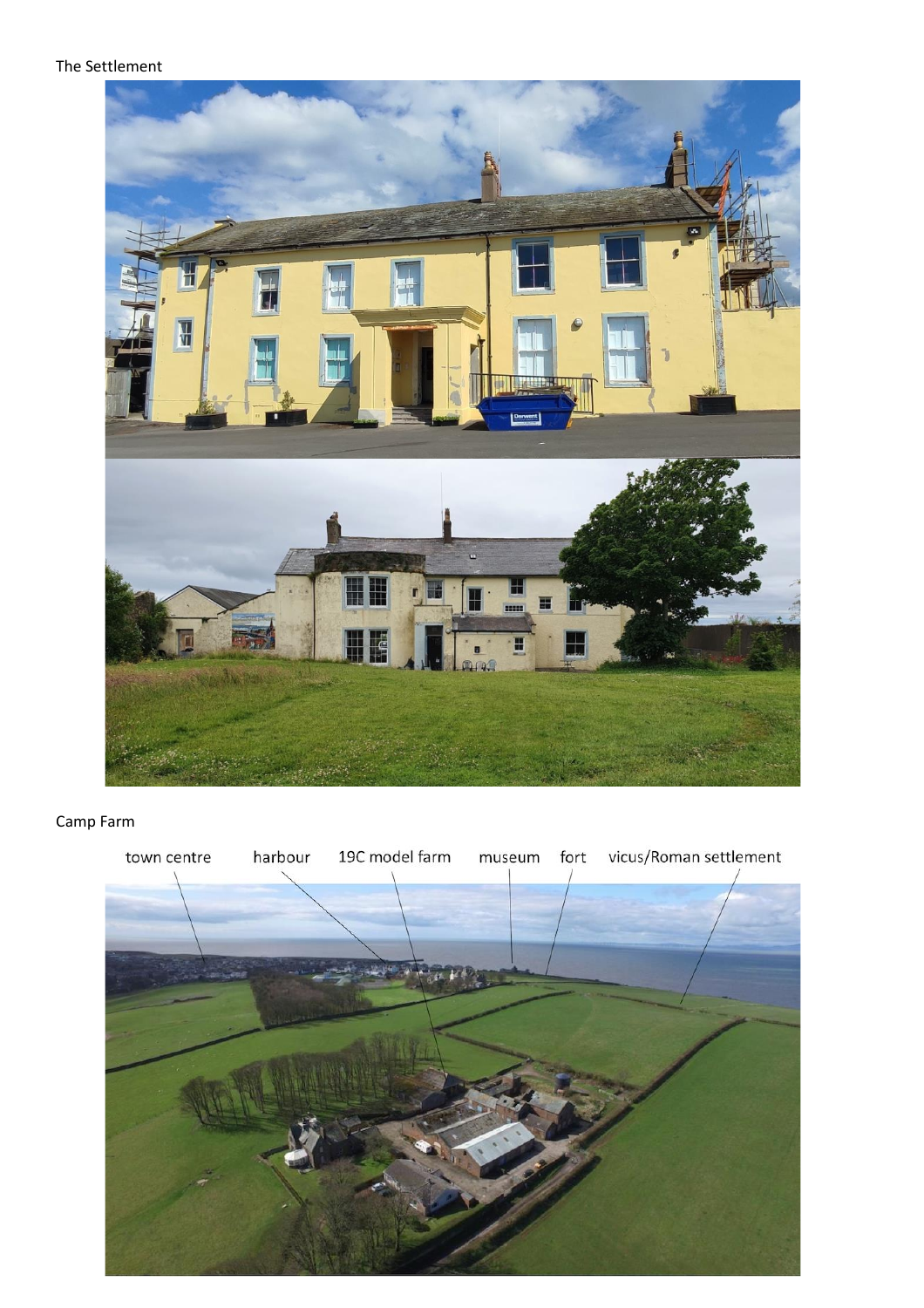The Settlement

Camp Farm

town centre harbour 19C model farm museum fort vicus/Roman settlement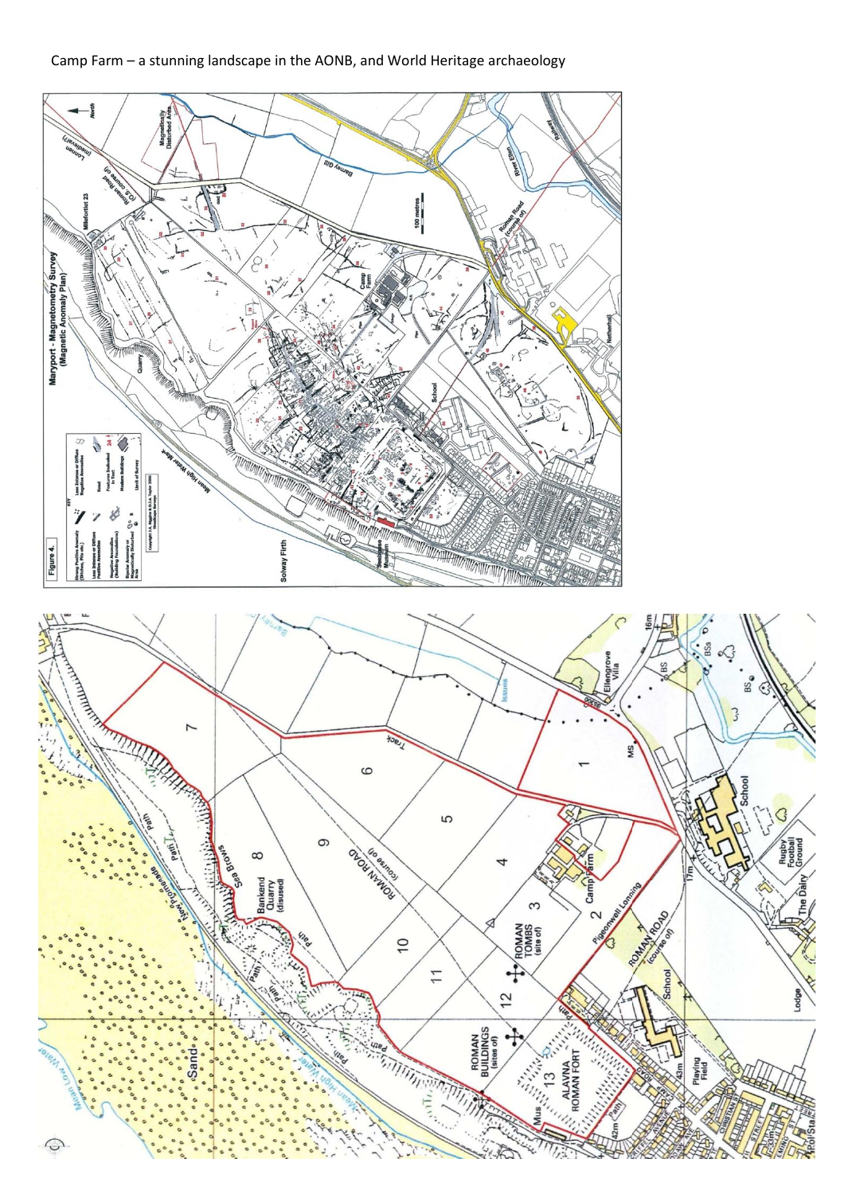Camp Farm – a stunning landscape in the AONB, and World Heritage archaeology